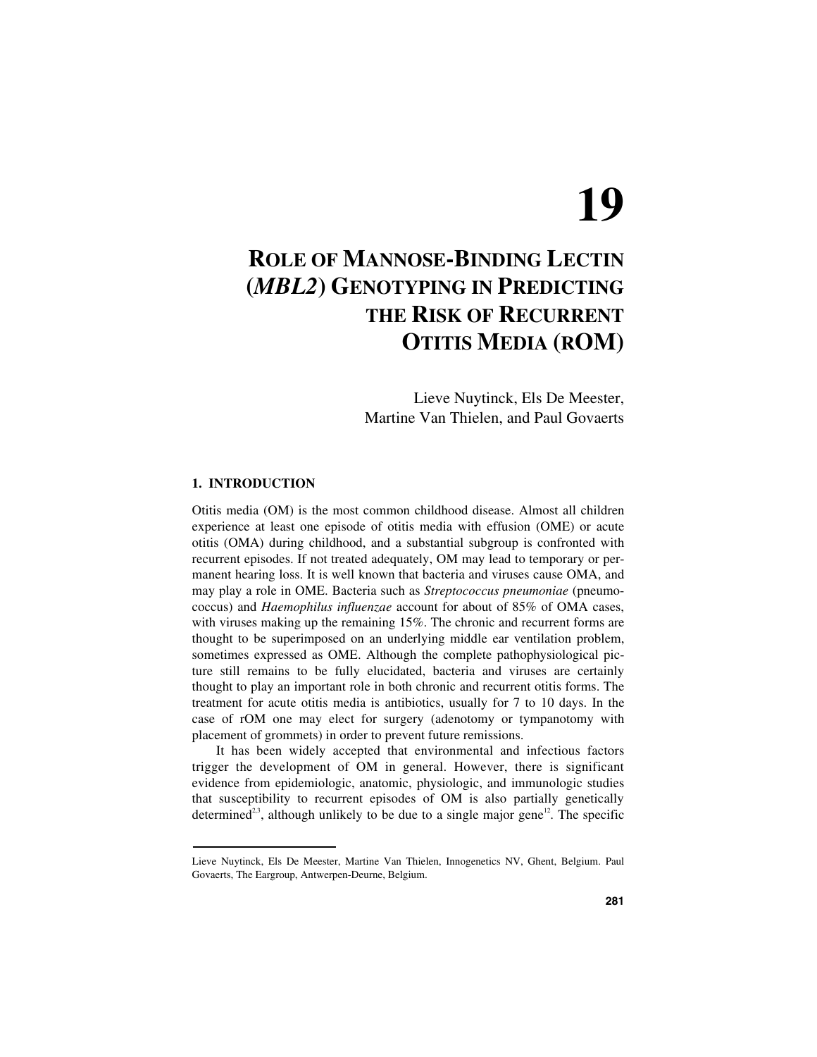# 19

# ROLE OF MANNOSE-BINDING LECTIN (*MBL2*) GENOTYPING IN PREDICTING THE RISK OF RECURRENT OTITIS MEDIA (rOM)

Lieve Nuytinck, Els De Meester, Martine Van Thielen, and Paul Govaerts

## 1. INTRODUCTION

Otitis media (OM) is the most common childhood disease. Almost all children experience at least one episode of otitis media with effusion (OME) or acute otitis (OMA) during childhood, and a substantial subgroup is confronted with recurrent episodes. If not treated adequately, OM may lead to temporary or permanent hearing loss. It is well known that bacteria and viruses cause OMA, and may play a role in OME. Bacteria such as *Streptococcus pneumoniae* (pneumococcus) and *Haemophilus influenzae* account for about of 85% of OMA cases, with viruses making up the remaining 15%. The chronic and recurrent forms are thought to be superimposed on an underlying middle ear ventilation problem, sometimes expressed as OME. Although the complete pathophysiological picture still remains to be fully elucidated, bacteria and viruses are certainly thought to play an important role in both chronic and recurrent otitis forms. The treatment for acute otitis media is antibiotics, usually for 7 to 10 days. In the case of rOM one may elect for surgery (adenotomy or tympanotomy with placement of grommets) in order to prevent future remissions.

It has been widely accepted that environmental and infectious factors trigger the development of OM in general. However, there is significant evidence from epidemiologic, anatomic, physiologic, and immunologic studies that susceptibility to recurrent episodes of OM is also partially genetically determined[2,3], although unlikely to be due to a single major gene[12]. The specific

---

Lieve Nuytinck, Els De Meester, Martine Van Thielen, Innogenetics NV, Ghent, Belgium. Paul Govaerts, The Eargroup, Antwerpen-Deurne, Belgium.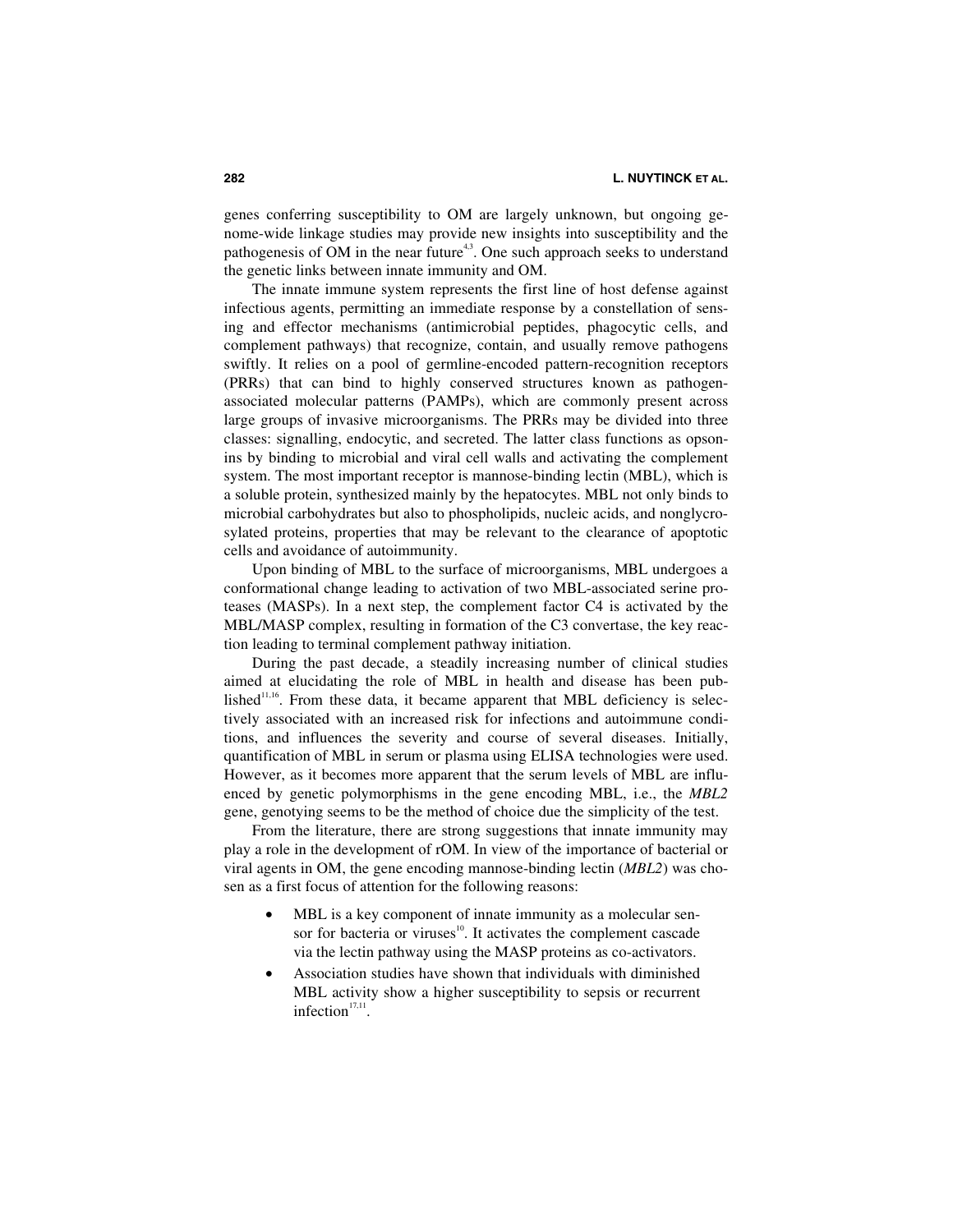genes conferring susceptibility to OM are largely unknown, but ongoing genome-wide linkage studies may provide new insights into susceptibility and the pathogenesis of OM in the near future[4,3]. One such approach seeks to understand the genetic links between innate immunity and OM.

The innate immune system represents the first line of host defense against infectious agents, permitting an immediate response by a constellation of sensing and effector mechanisms (antimicrobial peptides, phagocytic cells, and complement pathways) that recognize, contain, and usually remove pathogens swiftly. It relies on a pool of germline-encoded pattern-recognition receptors (PRRs) that can bind to highly conserved structures known as pathogen-associated molecular patterns (PAMPs), which are commonly present across large groups of invasive microorganisms. The PRRs may be divided into three classes: signalling, endocytic, and secreted. The latter class functions as opsonins by binding to microbial and viral cell walls and activating the complement system. The most important receptor is mannose-binding lectin (MBL), which is a soluble protein, synthesized mainly by the hepatocytes. MBL not only binds to microbial carbohydrates but also to phospholipids, nucleic acids, and nonglycrosylated proteins, properties that may be relevant to the clearance of apoptotic cells and avoidance of autoimmunity.

Upon binding of MBL to the surface of microorganisms, MBL undergoes a conformational change leading to activation of two MBL-associated serine proteases (MASPs). In a next step, the complement factor C4 is activated by the MBL/MASP complex, resulting in formation of the C3 convertase, the key reaction leading to terminal complement pathway initiation.

During the past decade, a steadily increasing number of clinical studies aimed at elucidating the role of MBL in health and disease has been published[11,16]. From these data, it became apparent that MBL deficiency is selectively associated with an increased risk for infections and autoimmune conditions, and influences the severity and course of several diseases. Initially, quantification of MBL in serum or plasma using ELISA technologies were used. However, as it becomes more apparent that the serum levels of MBL are influenced by genetic polymorphisms in the gene encoding MBL, i.e., the *MBL2* gene, genotying seems to be the method of choice due the simplicity of the test.

From the literature, there are strong suggestions that innate immunity may play a role in the development of rOM. In view of the importance of bacterial or viral agents in OM, the gene encoding mannose-binding lectin (*MBL2*) was chosen as a first focus of attention for the following reasons:

- MBL is a key component of innate immunity as a molecular sensor for bacteria or viruses[10]. It activates the complement cascade via the lectin pathway using the MASP proteins as co-activators.
- Association studies have shown that individuals with diminished MBL activity show a higher susceptibility to sepsis or recurrent infection[17,11].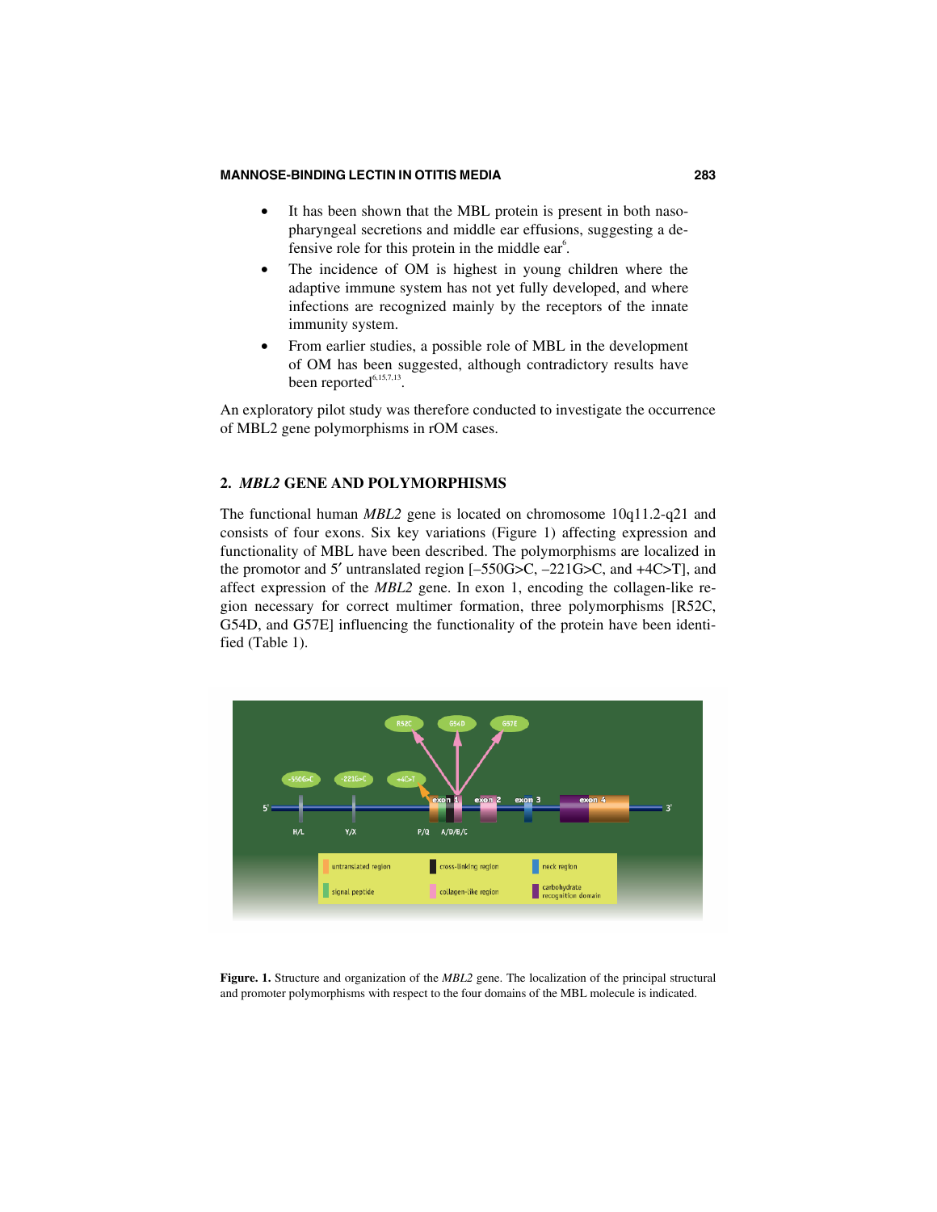- It has been shown that the MBL protein is present in both nasopharyngeal secretions and middle ear effusions, suggesting a defensive role for this protein in the middle ear[6].
- The incidence of OM is highest in young children where the adaptive immune system has not yet fully developed, and where infections are recognized mainly by the receptors of the innate immunity system.
- From earlier studies, a possible role of MBL in the development of OM has been suggested, although contradictory results have been reported[6,15,7,13].

An exploratory pilot study was therefore conducted to investigate the occurrence of MBL2 gene polymorphisms in rOM cases.

## 2. *MBL2* GENE AND POLYMORPHISMS

The functional human *MBL2* gene is located on chromosome 10q11.2-q21 and consists of four exons. Six key variations (Figure 1) affecting expression and functionality of MBL have been described. The polymorphisms are localized in the promotor and 5′ untranslated region [–550G>C, –221G>C, and +4C>T], and affect expression of the *MBL2* gene. In exon 1, encoding the collagen-like region necessary for correct multimer formation, three polymorphisms [R52C, G54D, and G57E] influencing the functionality of the protein have been identified (Table 1).

**Figure. 1.** Structure and organization of the *MBL2* gene. The localization of the principal structural and promoter polymorphisms with respect to the four domains of the MBL molecule is indicated.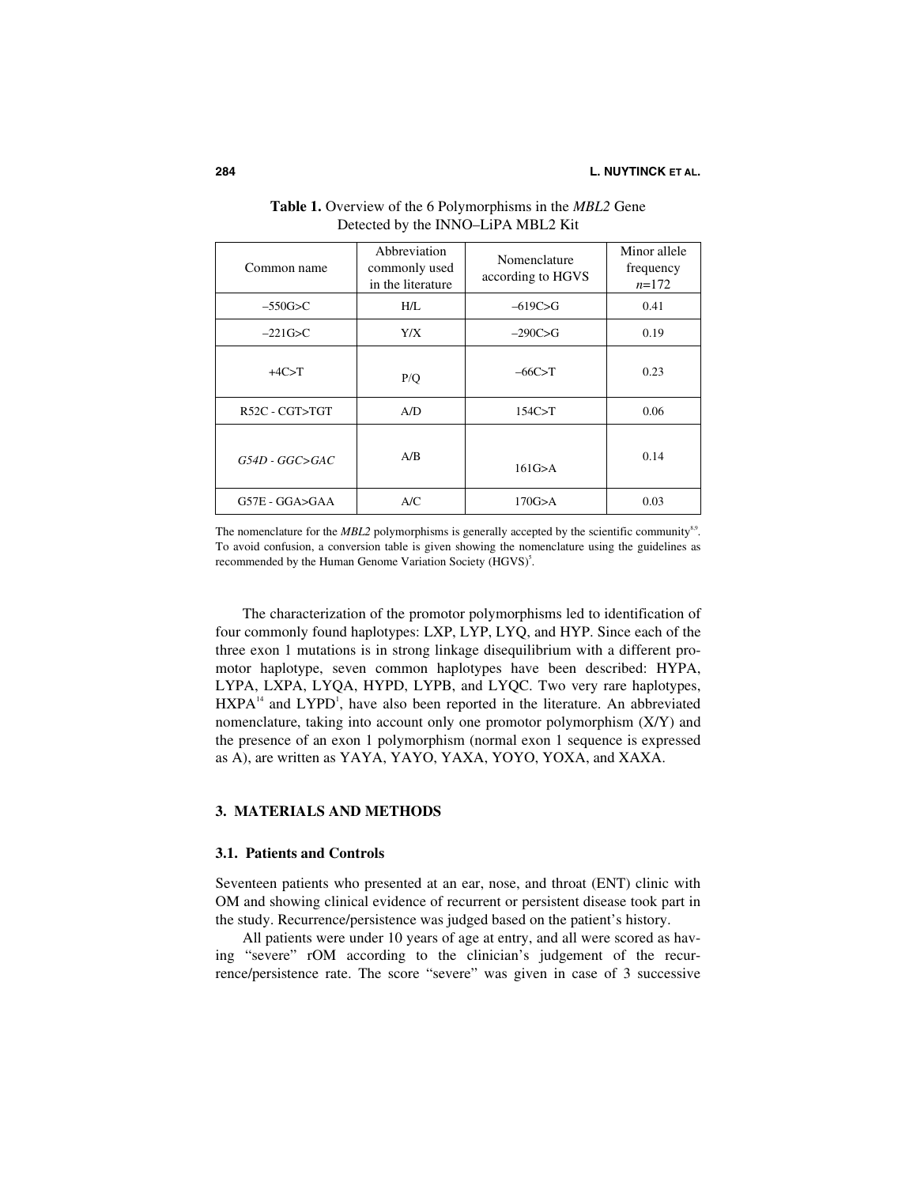**Table 1.** Overview of the 6 Polymorphisms in the *MBL2* Gene Detected by the INNO–LiPA MBL2 Kit

| Common name | Abbreviation commonly used in the literature | Nomenclature according to HGVS | Minor allele frequency $n$=172 |
|---|---|---|---|
| –550G>C | H/L | –619C>G | 0.41 |
| –221G>C | Y/X | –290C>G | 0.19 |
| +4C>T | P/Q | –66C>T | 0.23 |
| R52C - CGT>TGT | A/D | 154C>T | 0.06 |
| *G54D - GGC>GAC* | A/B | 161G>A | 0.14 |
| G57E - GGA>GAA | A/C | 170G>A | 0.03 |

The nomenclature for the *MBL2* polymorphisms is generally accepted by the scientific community[8,9]. To avoid confusion, a conversion table is given showing the nomenclature using the guidelines as recommended by the Human Genome Variation Society (HGVS)[5].

The characterization of the promotor polymorphisms led to identification of four commonly found haplotypes: LXP, LYP, LYQ, and HYP. Since each of the three exon 1 mutations is in strong linkage disequilibrium with a different promotor haplotype, seven common haplotypes have been described: HYPA, LYPA, LXPA, LYQA, HYPD, LYPB, and LYQC. Two very rare haplotypes, HXPA[14] and LYPD[1], have also been reported in the literature. An abbreviated nomenclature, taking into account only one promotor polymorphism (X/Y) and the presence of an exon 1 polymorphism (normal exon 1 sequence is expressed as A), are written as YAYA, YAYO, YAXA, YOYO, YOXA, and XAXA.

## 3. MATERIALS AND METHODS

### 3.1. Patients and Controls

Seventeen patients who presented at an ear, nose, and throat (ENT) clinic with OM and showing clinical evidence of recurrent or persistent disease took part in the study. Recurrence/persistence was judged based on the patient's history.

All patients were under 10 years of age at entry, and all were scored as having "severe" rOM according to the clinician's judgement of the recurrence/persistence rate. The score "severe" was given in case of 3 successive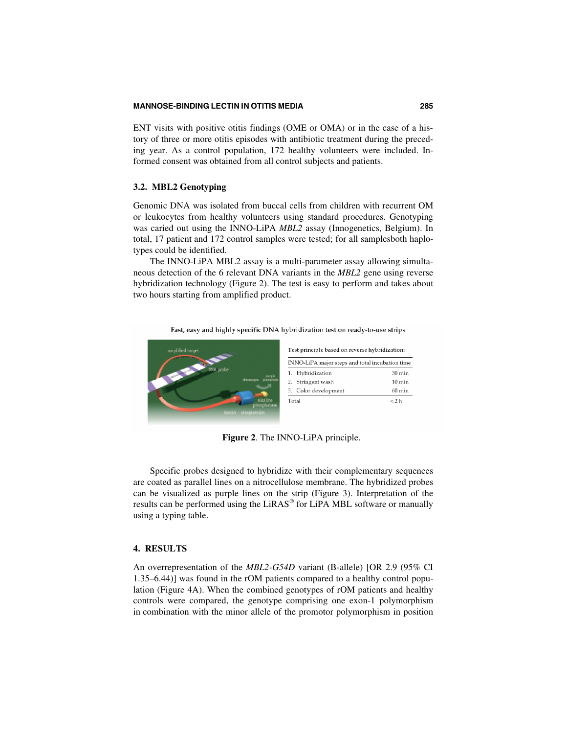ENT visits with positive otitis findings (OME or OMA) or in the case of a history of three or more otitis episodes with antibiotic treatment during the preceding year. As a control population, 172 healthy volunteers were included. Informed consent was obtained from all control subjects and patients.

### 3.2. MBL2 Genotyping

Genomic DNA was isolated from buccal cells from children with recurrent OM or leukocytes from healthy volunteers using standard procedures. Genotyping was caried out using the INNO-LiPA *MBL2* assay (Innogenetics, Belgium). In total, 17 patient and 172 control samples were tested; for all samplesboth haplotypes could be identified.

The INNO-LiPA MBL2 assay is a multi-parameter assay allowing simultaneous detection of the 6 relevant DNA variants in the *MBL2* gene using reverse hybridization technology (Figure 2). The test is easy to perform and takes about two hours starting from amplified product.

Fast, easy and highly specific DNA hybridization test on ready-to-use strips

Test principle based on reverse hybridization:

| INNO-LiPA major steps and total incubation time | |
|---|---|
| 1. Hybridization | 30 min |
| 2. Stringent wash | 10 min |
| 3. Color development | 60 min |
| Total | < 2 h |

**Figure 2**. The INNO-LiPA principle.

Specific probes designed to hybridize with their complementary sequences are coated as parallel lines on a nitrocellulose membrane. The hybridized probes can be visualized as purple lines on the strip (Figure 3). Interpretation of the results can be performed using the LiRAS® for LiPA MBL software or manually using a typing table.

## 4. RESULTS

An overrepresentation of the *MBL2-G54D* variant (B-allele) [OR 2.9 (95% CI 1.35–6.44)] was found in the rOM patients compared to a healthy control population (Figure 4A). When the combined genotypes of rOM patients and healthy controls were compared, the genotype comprising one exon-1 polymorphism in combination with the minor allele of the promotor polymorphism in position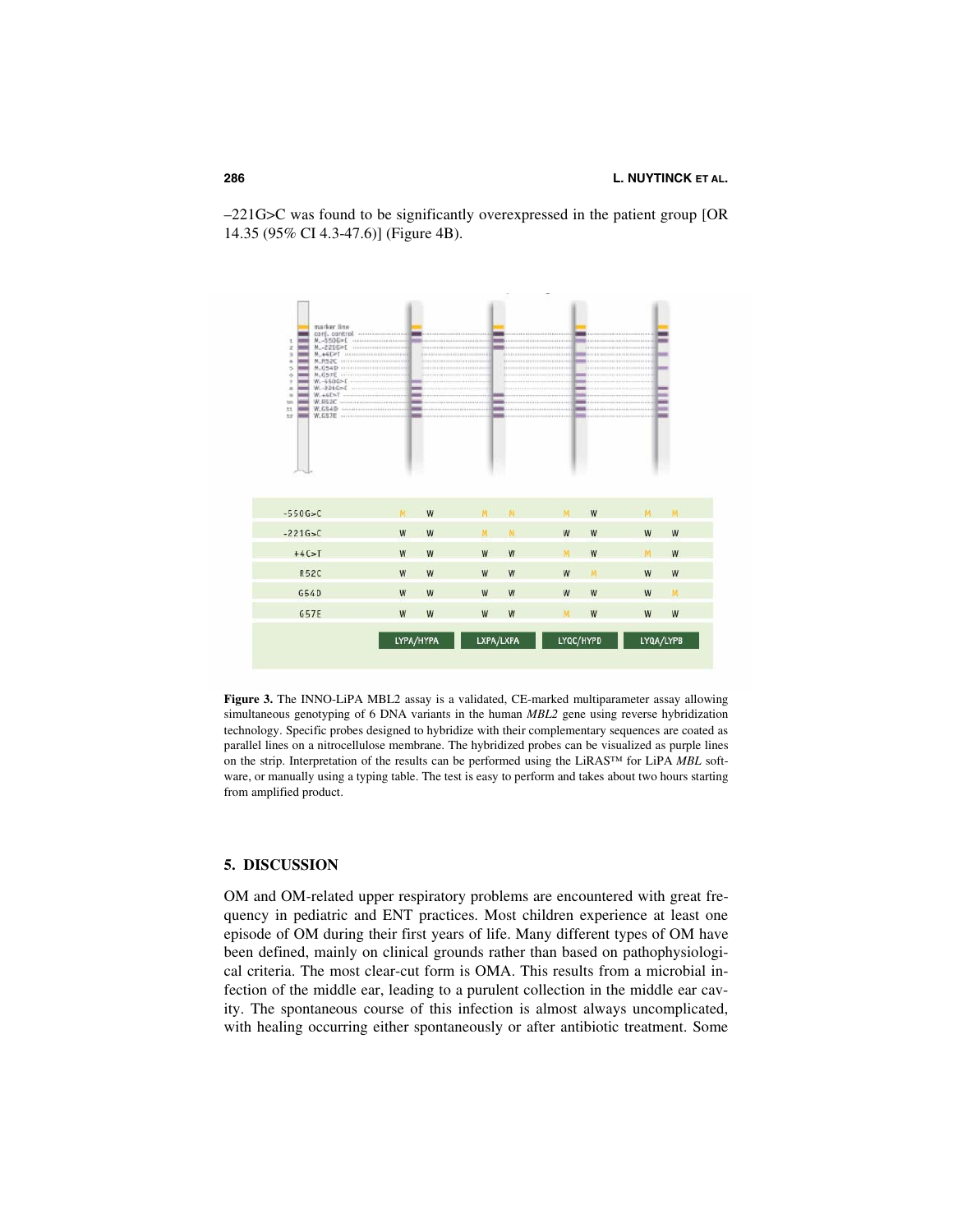–221G>C was found to be significantly overexpressed in the patient group [OR 14.35 (95% CI 4.3-47.6)] (Figure 4B).

| | | | | | | | | |
|---|---|---|---|---|---|---|---|---|
| -550G>C | M | W | M | M | M | W | M | M |
| -221G>C | W | W | M | M | W | W | W | W |
| +4C>T | W | W | W | W | M | W | M | W |
| R52C | W | W | W | W | W | M | W | W |
| G54D | W | W | W | W | W | W | W | M |
| G57E | W | W | W | W | M | W | W | W |
| | LYPA/HYPA | | LXPA/LXPA | | LYQC/HYPD | | LYQA/LYPB | |

**Figure 3.** The INNO-LiPA MBL2 assay is a validated, CE-marked multiparameter assay allowing simultaneous genotyping of 6 DNA variants in the human *MBL2* gene using reverse hybridization technology. Specific probes designed to hybridize with their complementary sequences are coated as parallel lines on a nitrocellulose membrane. The hybridized probes can be visualized as purple lines on the strip. Interpretation of the results can be performed using the LiRAS™ for LiPA *MBL* software, or manually using a typing table. The test is easy to perform and takes about two hours starting from amplified product.

## 5. DISCUSSION

OM and OM-related upper respiratory problems are encountered with great frequency in pediatric and ENT practices. Most children experience at least one episode of OM during their first years of life. Many different types of OM have been defined, mainly on clinical grounds rather than based on pathophysiological criteria. The most clear-cut form is OMA. This results from a microbial infection of the middle ear, leading to a purulent collection in the middle ear cavity. The spontaneous course of this infection is almost always uncomplicated, with healing occurring either spontaneously or after antibiotic treatment. Some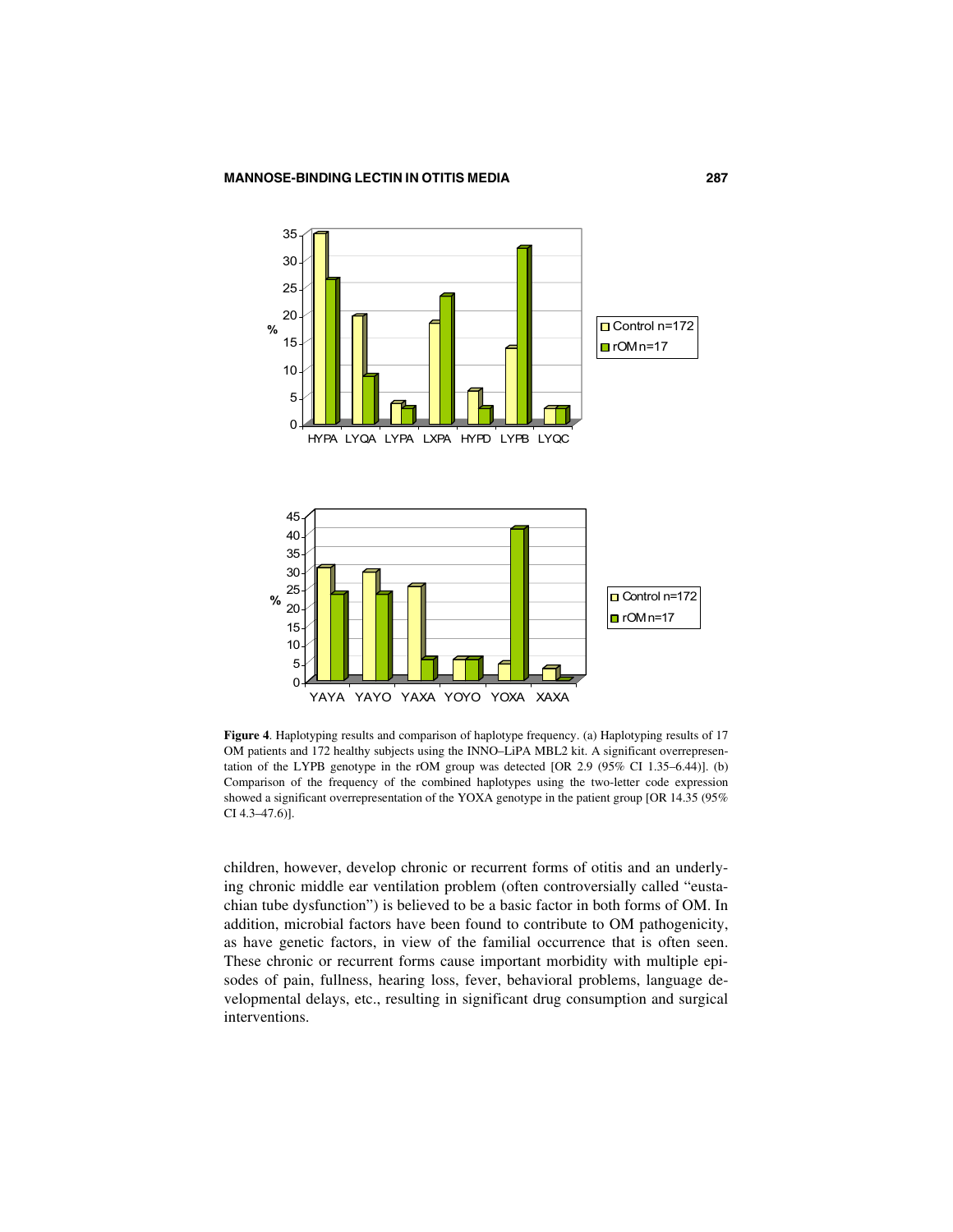**Figure 4**. Haplotyping results and comparison of haplotype frequency. (a) Haplotyping results of 17 OM patients and 172 healthy subjects using the INNO–LiPA MBL2 kit. A significant overrepresentation of the LYPB genotype in the rOM group was detected [OR 2.9 (95% CI 1.35–6.44)]. (b) Comparison of the frequency of the combined haplotypes using the two-letter code expression showed a significant overrepresentation of the YOXA genotype in the patient group [OR 14.35 (95% CI 4.3–47.6)].

children, however, develop chronic or recurrent forms of otitis and an underlying chronic middle ear ventilation problem (often controversially called "eustachian tube dysfunction") is believed to be a basic factor in both forms of OM. In addition, microbial factors have been found to contribute to OM pathogenicity, as have genetic factors, in view of the familial occurrence that is often seen. These chronic or recurrent forms cause important morbidity with multiple episodes of pain, fullness, hearing loss, fever, behavioral problems, language developmental delays, etc., resulting in significant drug consumption and surgical interventions.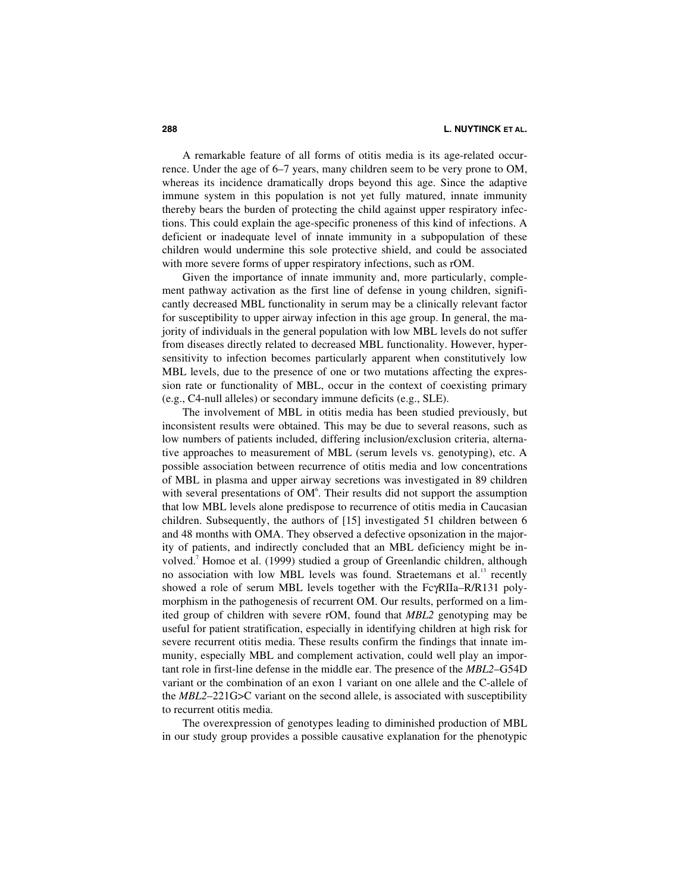A remarkable feature of all forms of otitis media is its age-related occurrence. Under the age of 6–7 years, many children seem to be very prone to OM, whereas its incidence dramatically drops beyond this age. Since the adaptive immune system in this population is not yet fully matured, innate immunity thereby bears the burden of protecting the child against upper respiratory infections. This could explain the age-specific proneness of this kind of infections. A deficient or inadequate level of innate immunity in a subpopulation of these children would undermine this sole protective shield, and could be associated with more severe forms of upper respiratory infections, such as rOM.

Given the importance of innate immunity and, more particularly, complement pathway activation as the first line of defense in young children, significantly decreased MBL functionality in serum may be a clinically relevant factor for susceptibility to upper airway infection in this age group. In general, the majority of individuals in the general population with low MBL levels do not suffer from diseases directly related to decreased MBL functionality. However, hypersensitivity to infection becomes particularly apparent when constitutively low MBL levels, due to the presence of one or two mutations affecting the expression rate or functionality of MBL, occur in the context of coexisting primary (e.g., C4-null alleles) or secondary immune deficits (e.g., SLE).

The involvement of MBL in otitis media has been studied previously, but inconsistent results were obtained. This may be due to several reasons, such as low numbers of patients included, differing inclusion/exclusion criteria, alternative approaches to measurement of MBL (serum levels vs. genotyping), etc. A possible association between recurrence of otitis media and low concentrations of MBL in plasma and upper airway secretions was investigated in 89 children with several presentations of OM[6]. Their results did not support the assumption that low MBL levels alone predispose to recurrence of otitis media in Caucasian children. Subsequently, the authors of [15] investigated 51 children between 6 and 48 months with OMA. They observed a defective opsonization in the majority of patients, and indirectly concluded that an MBL deficiency might be involved.[7] Homoe et al. (1999) studied a group of Greenlandic children, although no association with low MBL levels was found. Straetemans et al.[13] recently showed a role of serum MBL levels together with the FcγRIIa–R/R131 polymorphism in the pathogenesis of recurrent OM. Our results, performed on a limited group of children with severe rOM, found that *MBL2* genotyping may be useful for patient stratification, especially in identifying children at high risk for severe recurrent otitis media. These results confirm the findings that innate immunity, especially MBL and complement activation, could well play an important role in first-line defense in the middle ear. The presence of the *MBL2*–G54D variant or the combination of an exon 1 variant on one allele and the C-allele of the *MBL2*–221G>C variant on the second allele, is associated with susceptibility to recurrent otitis media.

The overexpression of genotypes leading to diminished production of MBL in our study group provides a possible causative explanation for the phenotypic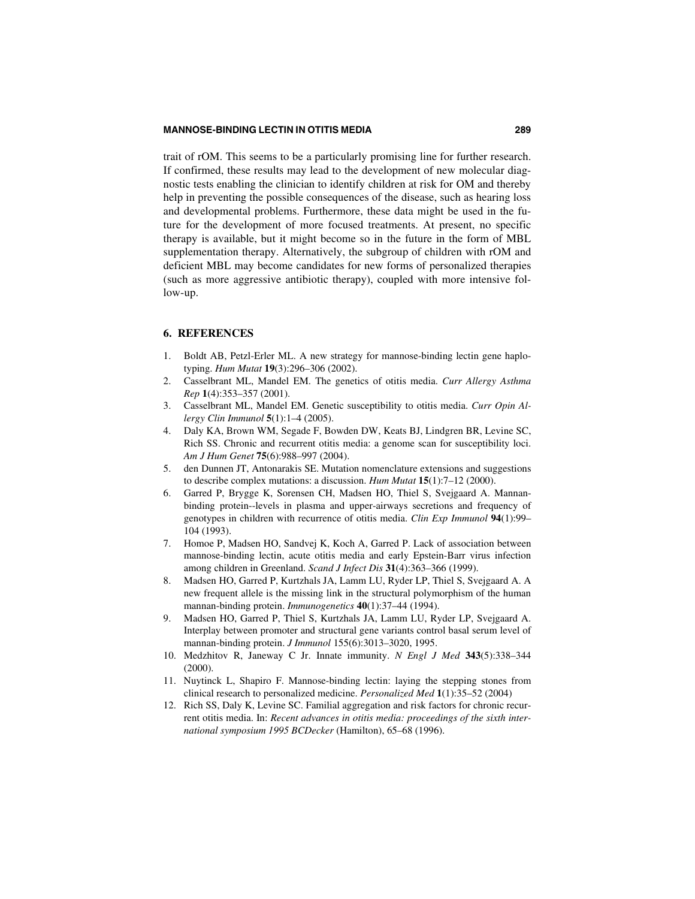trait of rOM. This seems to be a particularly promising line for further research. If confirmed, these results may lead to the development of new molecular diagnostic tests enabling the clinician to identify children at risk for OM and thereby help in preventing the possible consequences of the disease, such as hearing loss and developmental problems. Furthermore, these data might be used in the future for the development of more focused treatments. At present, no specific therapy is available, but it might become so in the future in the form of MBL supplementation therapy. Alternatively, the subgroup of children with rOM and deficient MBL may become candidates for new forms of personalized therapies (such as more aggressive antibiotic therapy), coupled with more intensive follow-up.

## 6. REFERENCES

1. Boldt AB, Petzl-Erler ML. A new strategy for mannose-binding lectin gene haplotyping. *Hum Mutat* **19**(3):296–306 (2002).
2. Casselbrant ML, Mandel EM. The genetics of otitis media. *Curr Allergy Asthma Rep* **1**(4):353–357 (2001).
3. Casselbrant ML, Mandel EM. Genetic susceptibility to otitis media. *Curr Opin Allergy Clin Immunol* **5**(1):1–4 (2005).
4. Daly KA, Brown WM, Segade F, Bowden DW, Keats BJ, Lindgren BR, Levine SC, Rich SS. Chronic and recurrent otitis media: a genome scan for susceptibility loci. *Am J Hum Genet* **75**(6):988–997 (2004).
5. den Dunnen JT, Antonarakis SE. Mutation nomenclature extensions and suggestions to describe complex mutations: a discussion. *Hum Mutat* **15**(1):7–12 (2000).
6. Garred P, Brygge K, Sorensen CH, Madsen HO, Thiel S, Svejgaard A. Mannan-binding protein--levels in plasma and upper-airways secretions and frequency of genotypes in children with recurrence of otitis media. *Clin Exp Immunol* **94**(1):99–104 (1993).
7. Homoe P, Madsen HO, Sandvej K, Koch A, Garred P. Lack of association between mannose-binding lectin, acute otitis media and early Epstein-Barr virus infection among children in Greenland. *Scand J Infect Dis* **31**(4):363–366 (1999).
8. Madsen HO, Garred P, Kurtzhals JA, Lamm LU, Ryder LP, Thiel S, Svejgaard A. A new frequent allele is the missing link in the structural polymorphism of the human mannan-binding protein. *Immunogenetics* **40**(1):37–44 (1994).
9. Madsen HO, Garred P, Thiel S, Kurtzhals JA, Lamm LU, Ryder LP, Svejgaard A. Interplay between promoter and structural gene variants control basal serum level of mannan-binding protein. *J Immunol* 155(6):3013–3020, 1995.
10. Medzhitov R, Janeway C Jr. Innate immunity. *N Engl J Med* **343**(5):338–344 (2000).
11. Nuytinck L, Shapiro F. Mannose-binding lectin: laying the stepping stones from clinical research to personalized medicine. *Personalized Med* **1**(1):35–52 (2004)
12. Rich SS, Daly K, Levine SC. Familial aggregation and risk factors for chronic recurrent otitis media. In: *Recent advances in otitis media: proceedings of the sixth international symposium 1995 BCDecker* (Hamilton), 65–68 (1996).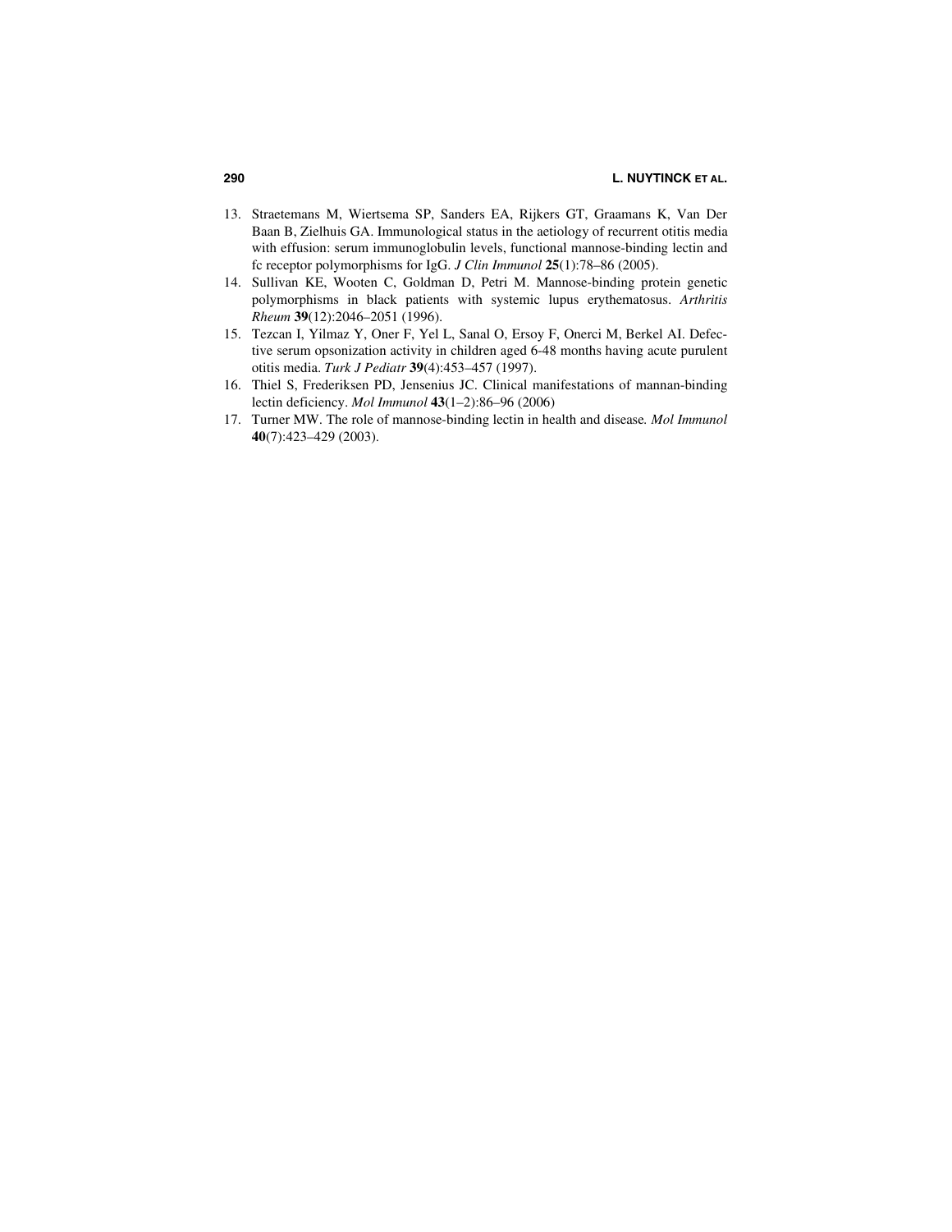13. Straetemans M, Wiertsema SP, Sanders EA, Rijkers GT, Graamans K, Van Der Baan B, Zielhuis GA. Immunological status in the aetiology of recurrent otitis media with effusion: serum immunoglobulin levels, functional mannose-binding lectin and fc receptor polymorphisms for IgG. *J Clin Immunol* **25**(1):78–86 (2005).
14. Sullivan KE, Wooten C, Goldman D, Petri M. Mannose-binding protein genetic polymorphisms in black patients with systemic lupus erythematosus. *Arthritis Rheum* **39**(12):2046–2051 (1996).
15. Tezcan I, Yilmaz Y, Oner F, Yel L, Sanal O, Ersoy F, Onerci M, Berkel AI. Defective serum opsonization activity in children aged 6-48 months having acute purulent otitis media. *Turk J Pediatr* **39**(4):453–457 (1997).
16. Thiel S, Frederiksen PD, Jensenius JC. Clinical manifestations of mannan-binding lectin deficiency. *Mol Immunol* **43**(1–2):86–96 (2006)
17. Turner MW. The role of mannose-binding lectin in health and disease. *Mol Immunol* **40**(7):423–429 (2003).